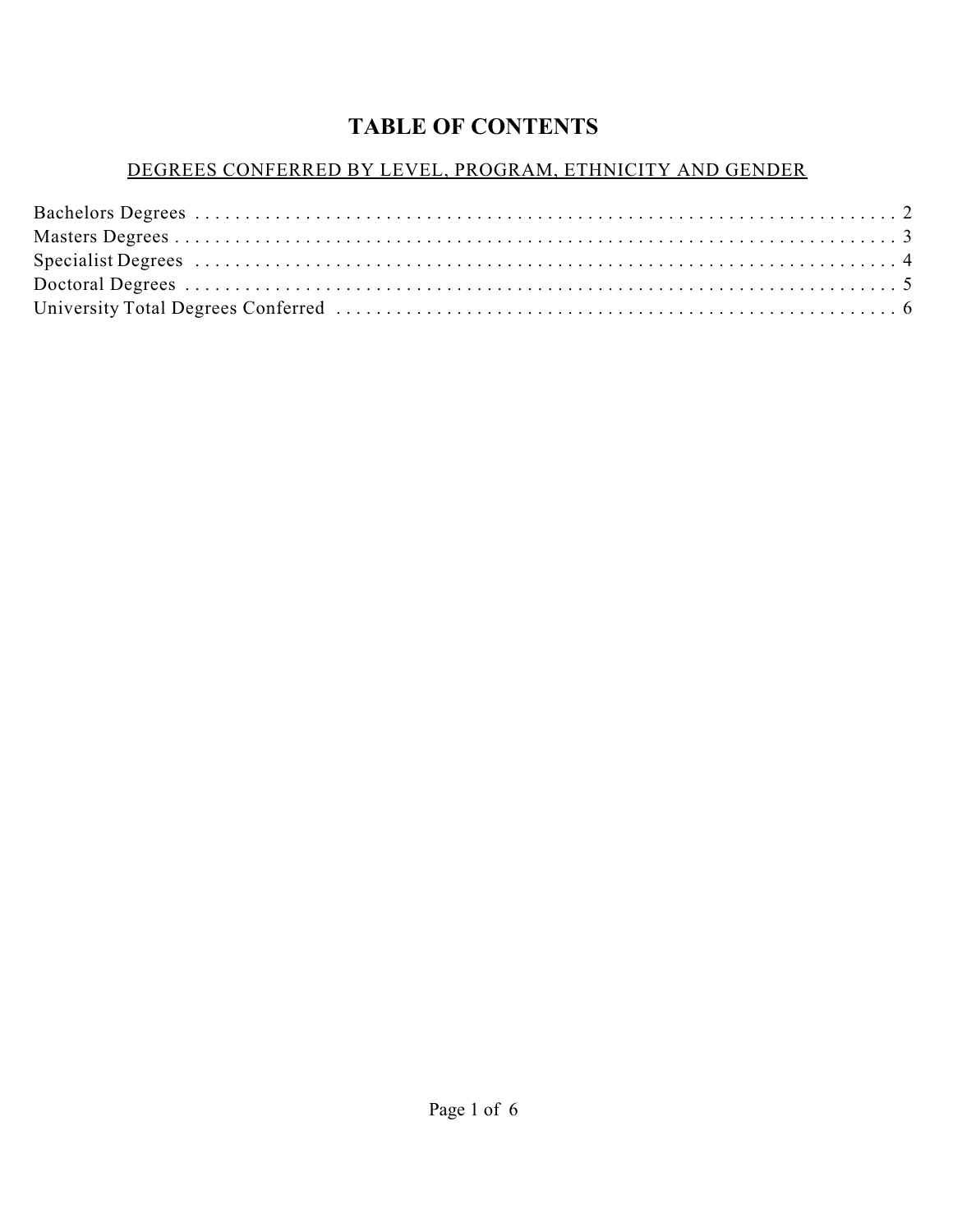# TABLE OF CONTENTS

## DEGREES CONFERRED BY LEVEL, PROGRAM, ETHNICITY AND GENDER

Bachelors Degrees . . . . . . . . . . . . . . . . . . . . . . . . . . . . . . . . . . . . . . . . . . . . . . . . . . . . . . . . . . . . . . . . . . 2
Masters Degrees . . . . . . . . . . . . . . . . . . . . . . . . . . . . . . . . . . . . . . . . . . . . . . . . . . . . . . . . . . . . . . . . . . . 3
Specialist Degrees . . . . . . . . . . . . . . . . . . . . . . . . . . . . . . . . . . . . . . . . . . . . . . . . . . . . . . . . . . . . . . . . . 4
Doctoral Degrees . . . . . . . . . . . . . . . . . . . . . . . . . . . . . . . . . . . . . . . . . . . . . . . . . . . . . . . . . . . . . . . . . . . 5
University Total Degrees Conferred . . . . . . . . . . . . . . . . . . . . . . . . . . . . . . . . . . . . . . . . . . . . . . . . . . . . 6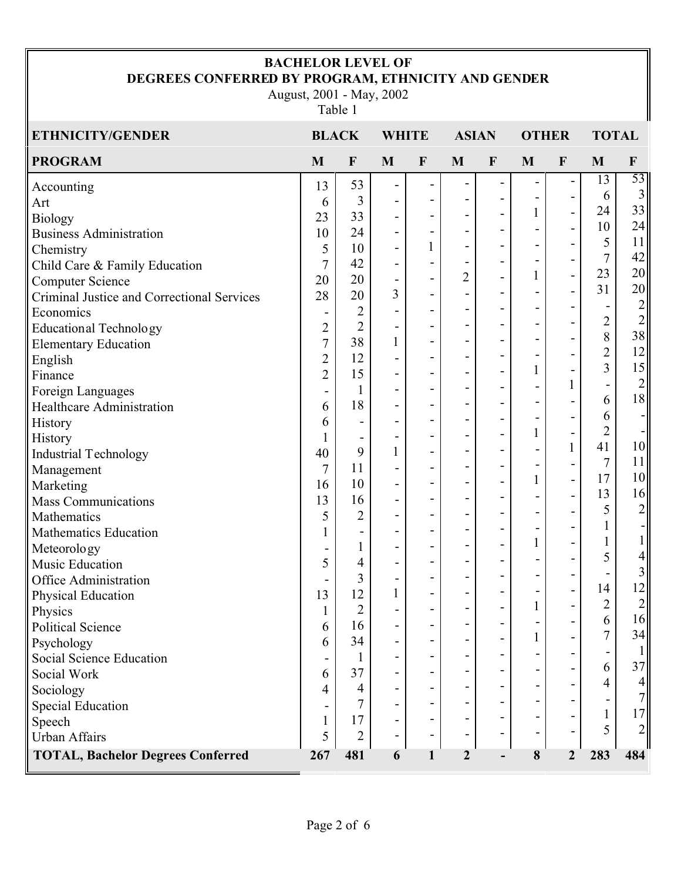# BACHELOR LEVEL OF
# DEGREES CONFERRED BY PROGRAM, ETHNICITY AND GENDER

August, 2001 - May, 2002

Table 1

| ETHNICITY/GENDER | BLACK | | WHITE | | ASIAN | | OTHER | | TOTAL | |
|---|---|---|---|---|---|---|---|---|---|---|
| **PROGRAM** | **M** | **F** | **M** | **F** | **M** | **F** | **M** | **F** | **M** | **F** |
| Accounting | 13 | 53 | - | - | - | - | - | - | 13 | 53 |
| Art | 6 | 3 | - | - | - | - | - | - | 6 | 3 |
| Biology | 23 | 33 | - | - | - | - | 1 | - | 24 | 33 |
| Business Administration | 10 | 24 | - | - | - | - | - | - | 10 | 24 |
| Chemistry | 5 | 10 | - | 1 | - | - | - | - | 5 | 11 |
| Child Care & Family Education | 7 | 42 | - | - | - | - | - | - | 7 | 42 |
| Computer Science | 20 | 20 | - | - | 2 | - | 1 | - | 23 | 20 |
| Criminal Justice and Correctional Services | 28 | 20 | 3 | - | - | - | - | - | 31 | 20 |
| Economics | - | 2 | - | - | - | - | - | - | - | 2 |
| Educational Technology | 2 | 2 | - | - | - | - | - | - | 2 | 2 |
| Elementary Education | 7 | 38 | 1 | - | - | - | - | - | 8 | 38 |
| English | 2 | 12 | - | - | - | - | - | - | 2 | 12 |
| Finance | 2 | 15 | - | - | - | - | 1 | - | 3 | 15 |
| Foreign Languages | - | 1 | - | - | - | - | - | 1 | - | 2 |
| Healthcare Administration | 6 | 18 | - | - | - | - | - | - | 6 | 18 |
| History | 6 | - | - | - | - | - | - | - | 6 | - |
| History | 1 | - | - | - | - | - | 1 | - | 2 | - |
| Industrial Technology | 40 | 9 | 1 | - | - | - | - | 1 | 41 | 10 |
| Management | 7 | 11 | - | - | - | - | - | - | 7 | 11 |
| Marketing | 16 | 10 | - | - | - | - | 1 | - | 17 | 10 |
| Mass Communications | 13 | 16 | - | - | - | - | - | - | 13 | 16 |
| Mathematics | 5 | 2 | - | - | - | - | - | - | 5 | 2 |
| Mathematics Education | 1 | - | - | - | - | - | - | - | 1 | - |
| Meteorology | - | 1 | - | - | - | - | 1 | - | 1 | 1 |
| Music Education | 5 | 4 | - | - | - | - | - | - | 5 | 4 |
| Office Administration | - | 3 | - | - | - | - | - | - | - | 3 |
| Physical Education | 13 | 12 | 1 | - | - | - | - | - | 14 | 12 |
| Physics | 1 | 2 | - | - | - | - | 1 | - | 2 | 2 |
| Political Science | 6 | 16 | - | - | - | - | - | - | 6 | 16 |
| Psychology | 6 | 34 | - | - | - | - | 1 | - | 7 | 34 |
| Social Science Education | - | 1 | - | - | - | - | - | - | - | 1 |
| Social Work | 6 | 37 | - | - | - | - | - | - | 6 | 37 |
| Sociology | 4 | 4 | - | - | - | - | - | - | 4 | 4 |
| Special Education | - | 7 | - | - | - | - | - | - | - | 7 |
| Speech | 1 | 17 | - | - | - | - | - | - | 1 | 17 |
| Urban Affairs | 5 | 2 | - | - | - | - | - | - | 5 | 2 |
| **TOTAL, Bachelor Degrees Conferred** | **267** | **481** | **6** | **1** | **2** | **-** | **8** | **2** | **283** | **484** |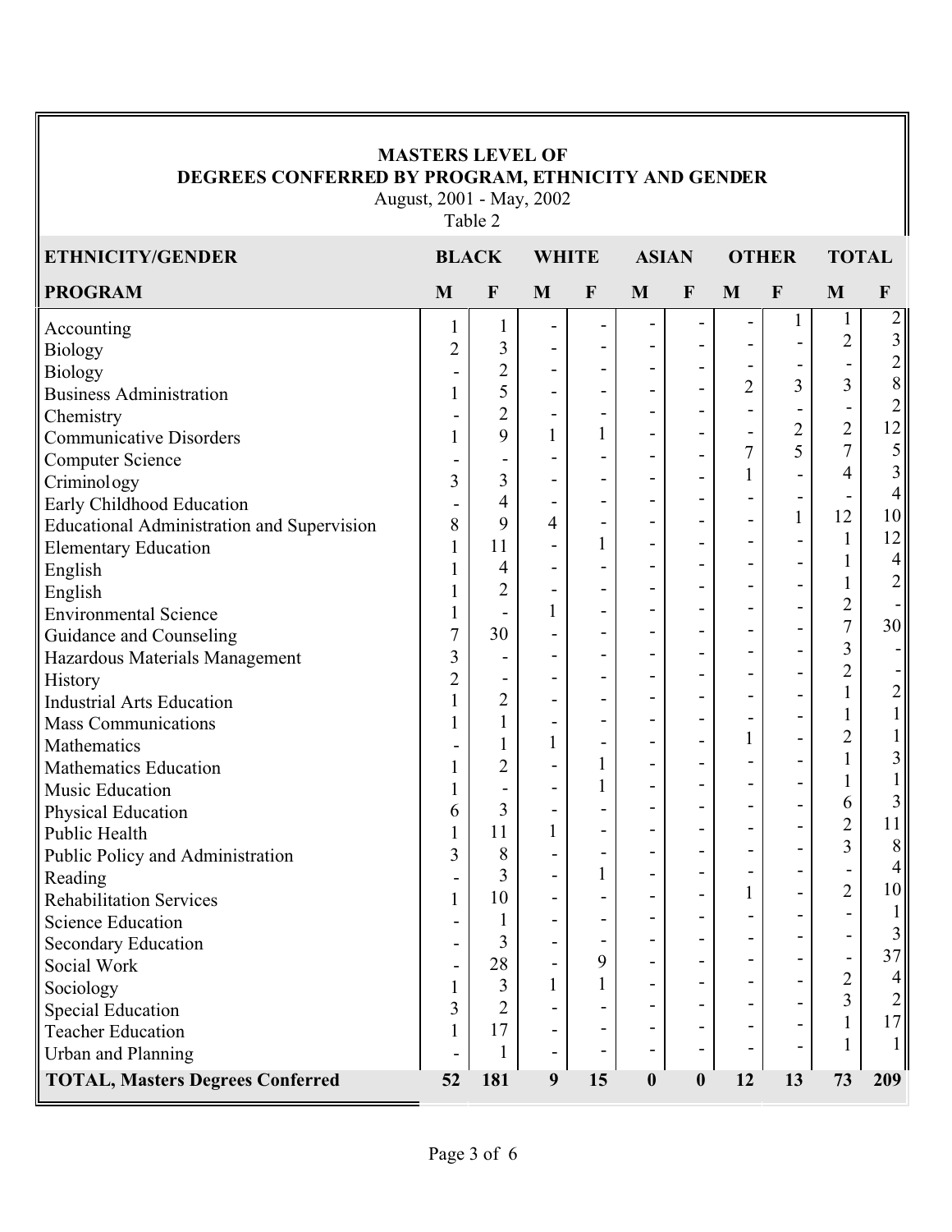## MASTERS LEVEL OF DEGREES CONFERRED BY PROGRAM, ETHNICITY AND GENDER

August, 2001 - May, 2002

Table 2

| ETHNICITY/GENDER | BLACK | | WHITE | | ASIAN | | OTHER | | TOTAL | |
|---|---|---|---|---|---|---|---|---|---|---|
| **PROGRAM** | **M** | **F** | **M** | **F** | **M** | **F** | **M** | **F** | **M** | **F** |
| Accounting | 1 | 1 | - | - | - | - | - | 1 | 1 | 2 |
| Biology | 2 | 3 | - | - | - | - | - | - | 2 | 3 |
| Biology | - | 2 | - | - | - | - | - | - | - | 2 |
| Business Administration | 1 | 5 | - | - | - | - | 2 | 3 | 3 | 8 |
| Chemistry | - | 2 | - | - | - | - | - | - | - | 2 |
| Communicative Disorders | 1 | 9 | 1 | 1 | - | - | - | 2 | 2 | 12 |
| Computer Science | - | - | - | - | - | - | 7 | 5 | 7 | 5 |
| Criminology | 3 | 3 | - | - | - | - | 1 | - | 4 | 3 |
| Early Childhood Education | - | 4 | - | - | - | - | - | - | - | 4 |
| Educational Administration and Supervision | 8 | 9 | 4 | - | - | - | - | 1 | 12 | 10 |
| Elementary Education | 1 | 11 | - | 1 | - | - | - | - | 1 | 12 |
| English | 1 | 4 | - | - | - | - | - | - | 1 | 4 |
| English | 1 | 2 | - | - | - | - | - | - | 1 | 2 |
| Environmental Science | 1 | - | 1 | - | - | - | - | - | 2 | - |
| Guidance and Counseling | 7 | 30 | - | - | - | - | - | - | 7 | 30 |
| Hazardous Materials Management | 3 | - | - | - | - | - | - | - | 3 | - |
| History | 2 | - | - | - | - | - | - | - | 2 | - |
| Industrial Arts Education | 1 | 2 | - | - | - | - | - | - | 1 | 2 |
| Mass Communications | 1 | 1 | - | - | - | - | - | - | 1 | 1 |
| Mathematics | - | 1 | 1 | - | - | - | 1 | - | 2 | 1 |
| Mathematics Education | 1 | 2 | - | 1 | - | - | - | - | 1 | 3 |
| Music Education | 1 | - | - | 1 | - | - | - | - | 1 | 1 |
| Physical Education | 6 | 3 | - | - | - | - | - | - | 6 | 3 |
| Public Health | 1 | 11 | 1 | - | - | - | - | - | 2 | 11 |
| Public Policy and Administration | 3 | 8 | - | - | - | - | - | - | 3 | 8 |
| Reading | - | 3 | - | 1 | - | - | - | - | - | 4 |
| Rehabilitation Services | 1 | 10 | - | - | - | - | 1 | - | 2 | 10 |
| Science Education | - | 1 | - | - | - | - | - | - | - | 1 |
| Secondary Education | - | 3 | - | - | - | - | - | - | - | 3 |
| Social Work | - | 28 | - | 9 | - | - | - | - | - | 37 |
| Sociology | 1 | 3 | 1 | 1 | - | - | - | - | 2 | 4 |
| Special Education | 3 | 2 | - | - | - | - | - | - | 3 | 2 |
| Teacher Education | 1 | 17 | - | - | - | - | - | - | 1 | 17 |
| Urban and Planning | - | 1 | - | - | - | - | - | - | 1 | 1 |
| **TOTAL, Masters Degrees Conferred** | **52** | **181** | **9** | **15** | **0** | **0** | **12** | **13** | **73** | **209** |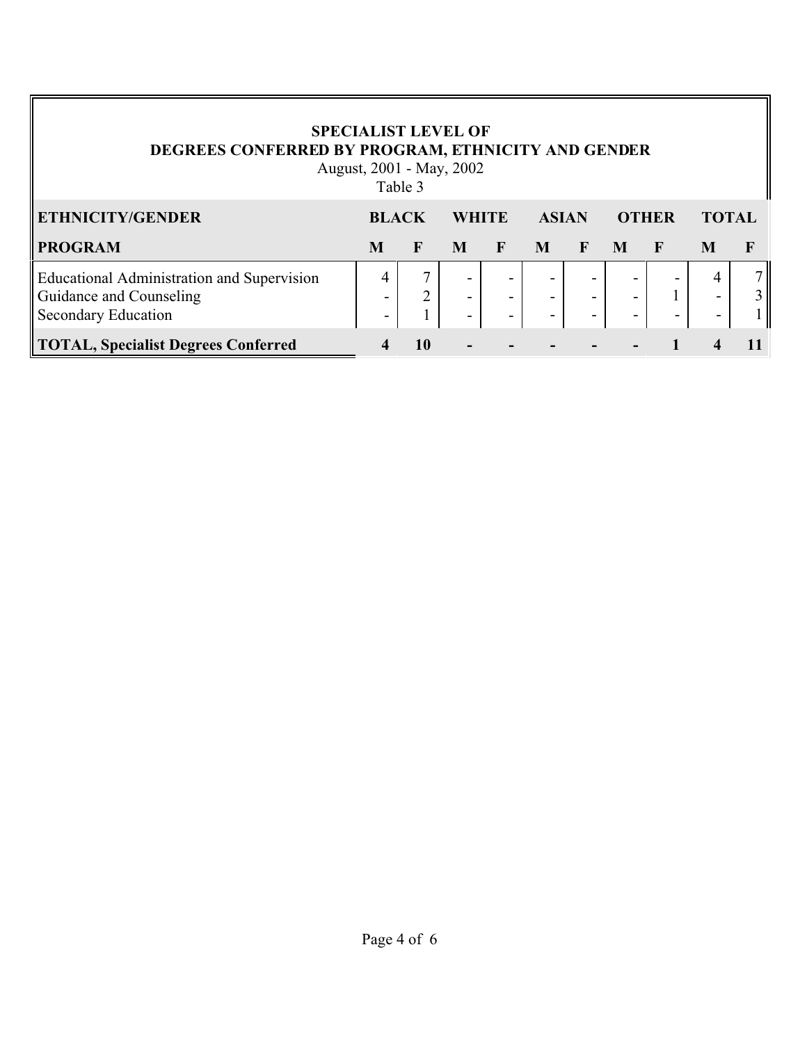**SPECIALIST LEVEL OF**
**DEGREES CONFERRED BY PROGRAM, ETHNICITY AND GENDER**

August, 2001 - May, 2002

Table 3

| **ETHNICITY/GENDER** | **BLACK** | | **WHITE** | | **ASIAN** | | **OTHER** | | **TOTAL** | |
|---|---|---|---|---|---|---|---|---|---|---|
| **PROGRAM** | **M** | **F** | **M** | **F** | **M** | **F** | **M** | **F** | **M** | **F** |
| Educational Administration and Supervision | 4 | 7 | - | - | - | - | - | - | 4 | 7 |
| Guidance and Counseling | - | 2 | - | - | - | - | - | 1 | - | 3 |
| Secondary Education | - | 1 | - | - | - | - | - | - | - | 1 |
| **TOTAL, Specialist Degrees Conferred** | **4** | **10** | **-** | **-** | **-** | **-** | **-** | **1** | **4** | **11** |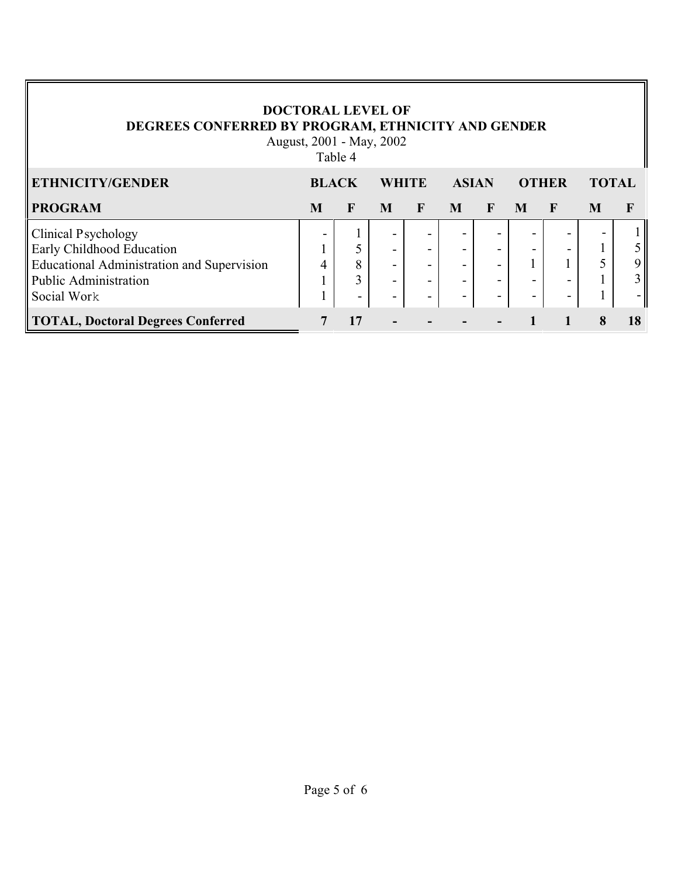**DOCTORAL LEVEL OF**
**DEGREES CONFERRED BY PROGRAM, ETHNICITY AND GENDER**

August, 2001 - May, 2002

Table 4

| ETHNICITY/GENDER | BLACK | | WHITE | | ASIAN | | OTHER | | TOTAL | |
|---|---|---|---|---|---|---|---|---|---|---|
| **PROGRAM** | **M** | **F** | **M** | **F** | **M** | **F** | **M** | **F** | **M** | **F** |
| Clinical Psychology | - | 1 | - | - | - | - | - | - | - | 1 |
| Early Childhood Education | 1 | 5 | - | - | - | - | - | - | 1 | 5 |
| Educational Administration and Supervision | 4 | 8 | - | - | - | - | 1 | 1 | 5 | 9 |
| Public Administration | 1 | 3 | - | - | - | - | - | - | 1 | 3 |
| Social Work | 1 | - | - | - | - | - | - | - | 1 | - |
| **TOTAL, Doctoral Degrees Conferred** | **7** | **17** | **-** | **-** | **-** | **-** | **1** | **1** | **8** | **18** |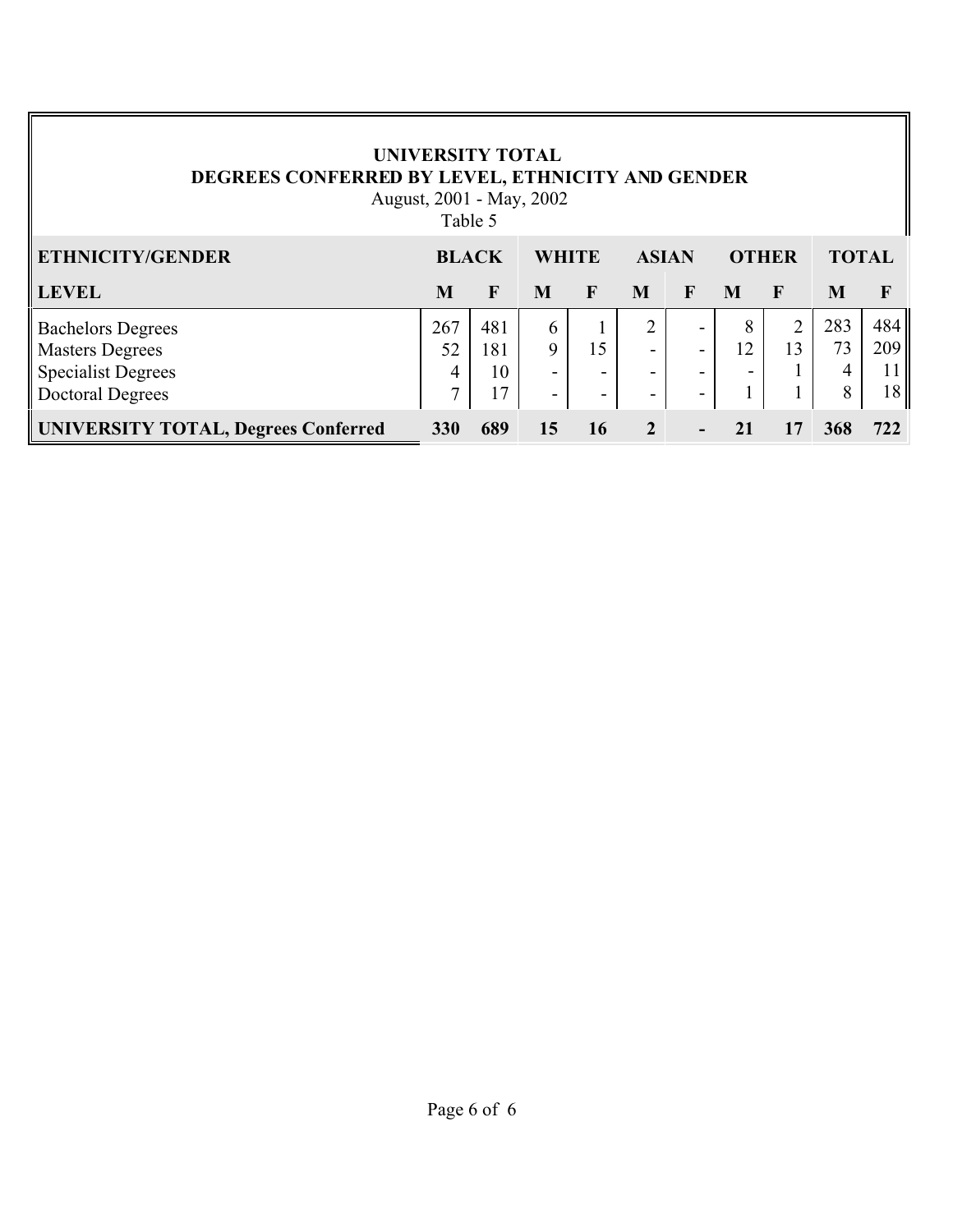**UNIVERSITY TOTAL**

**DEGREES CONFERRED BY LEVEL, ETHNICITY AND GENDER**

August, 2001 - May, 2002

Table 5

| ETHNICITY/GENDER | BLACK | | WHITE | | ASIAN | | OTHER | | TOTAL | |
|---|---|---|---|---|---|---|---|---|---|---|
| LEVEL | M | F | M | F | M | F | M | F | M | F |
| Bachelors Degrees | 267 | 481 | 6 | 1 | 2 | - | 8 | 2 | 283 | 484 |
| Masters Degrees | 52 | 181 | 9 | 15 | - | - | 12 | 13 | 73 | 209 |
| Specialist Degrees | 4 | 10 | - | - | - | - | - | 1 | 4 | 11 |
| Doctoral Degrees | 7 | 17 | - | - | - | - | 1 | 1 | 8 | 18 |
| **UNIVERSITY TOTAL, Degrees Conferred** | **330** | **689** | **15** | **16** | **2** | **-** | **21** | **17** | **368** | **722** |